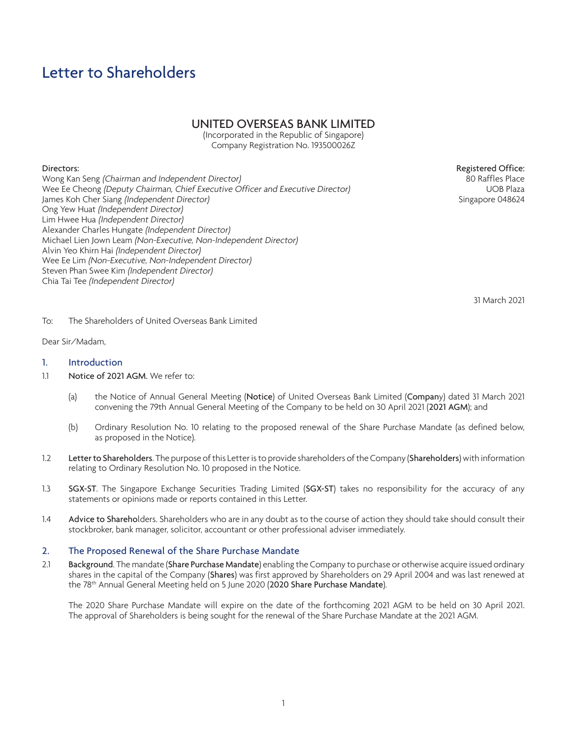# Letter to Shareholders

## UNITED OVERSEAS BANK LIMITED

(Incorporated in the Republic of Singapore)
Company Registration No. 193500026Z

**Directors:**
Wong Kan Seng *(Chairman and Independent Director)*
Wee Ee Cheong *(Deputy Chairman, Chief Executive Officer and Executive Director)*
James Koh Cher Siang *(Independent Director)*
Ong Yew Huat *(Independent Director)*
Lim Hwee Hua *(Independent Director)*
Alexander Charles Hungate *(Independent Director)*
Michael Lien Jown Leam *(Non-Executive, Non-Independent Director)*
Alvin Yeo Khirn Hai *(Independent Director)*
Wee Ee Lim *(Non-Executive, Non-Independent Director)*
Steven Phan Swee Kim *(Independent Director)*
Chia Tai Tee *(Independent Director)*

**Registered Office:**
80 Raffles Place
UOB Plaza
Singapore 048624

31 March 2021

To: The Shareholders of United Overseas Bank Limited

Dear Sir/Madam,

## 1. Introduction

1.1 **Notice of 2021 AGM.** We refer to:

(a) the Notice of Annual General Meeting (**Notice**) of United Overseas Bank Limited (**Company**) dated 31 March 2021 convening the 79th Annual General Meeting of the Company to be held on 30 April 2021 (**2021 AGM**); and

(b) Ordinary Resolution No. 10 relating to the proposed renewal of the Share Purchase Mandate (as defined below, as proposed in the Notice).

1.2 **Letter to Shareholders**. The purpose of this Letter is to provide shareholders of the Company (**Shareholders**) with information relating to Ordinary Resolution No. 10 proposed in the Notice.

1.3 **SGX-ST**. The Singapore Exchange Securities Trading Limited (**SGX-ST**) takes no responsibility for the accuracy of any statements or opinions made or reports contained in this Letter.

1.4 **Advice to Shareholders**. Shareholders who are in any doubt as to the course of action they should take should consult their stockbroker, bank manager, solicitor, accountant or other professional adviser immediately.

## 2. The Proposed Renewal of the Share Purchase Mandate

2.1 **Background**. The mandate (**Share Purchase Mandate**) enabling the Company to purchase or otherwise acquire issued ordinary shares in the capital of the Company (**Shares**) was first approved by Shareholders on 29 April 2004 and was last renewed at the 78th Annual General Meeting held on 5 June 2020 (**2020 Share Purchase Mandate**).

The 2020 Share Purchase Mandate will expire on the date of the forthcoming 2021 AGM to be held on 30 April 2021. The approval of Shareholders is being sought for the renewal of the Share Purchase Mandate at the 2021 AGM.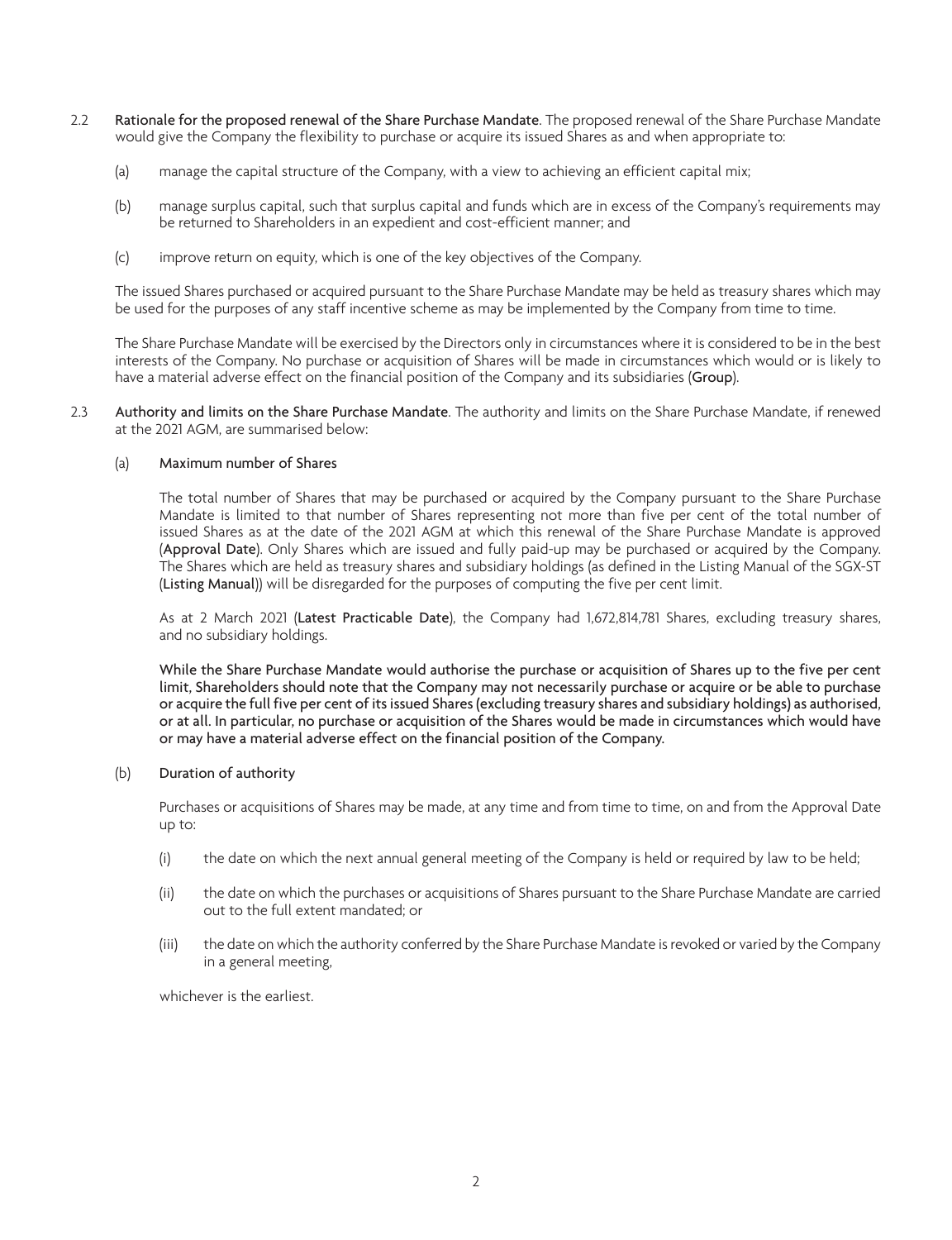2.2 **Rationale for the proposed renewal of the Share Purchase Mandate**. The proposed renewal of the Share Purchase Mandate would give the Company the flexibility to purchase or acquire its issued Shares as and when appropriate to:

(a) manage the capital structure of the Company, with a view to achieving an efficient capital mix;

(b) manage surplus capital, such that surplus capital and funds which are in excess of the Company's requirements may be returned to Shareholders in an expedient and cost-efficient manner; and

(c) improve return on equity, which is one of the key objectives of the Company.

The issued Shares purchased or acquired pursuant to the Share Purchase Mandate may be held as treasury shares which may be used for the purposes of any staff incentive scheme as may be implemented by the Company from time to time.

The Share Purchase Mandate will be exercised by the Directors only in circumstances where it is considered to be in the best interests of the Company. No purchase or acquisition of Shares will be made in circumstances which would or is likely to have a material adverse effect on the financial position of the Company and its subsidiaries (**Group**).

2.3 **Authority and limits on the Share Purchase Mandate**. The authority and limits on the Share Purchase Mandate, if renewed at the 2021 AGM, are summarised below:

(a) **Maximum number of Shares**

The total number of Shares that may be purchased or acquired by the Company pursuant to the Share Purchase Mandate is limited to that number of Shares representing not more than five per cent of the total number of issued Shares as at the date of the 2021 AGM at which this renewal of the Share Purchase Mandate is approved (**Approval Date**). Only Shares which are issued and fully paid-up may be purchased or acquired by the Company. The Shares which are held as treasury shares and subsidiary holdings (as defined in the Listing Manual of the SGX-ST (**Listing Manual**)) will be disregarded for the purposes of computing the five per cent limit.

As at 2 March 2021 (**Latest Practicable Date**), the Company had 1,672,814,781 Shares, excluding treasury shares, and no subsidiary holdings.

**While the Share Purchase Mandate would authorise the purchase or acquisition of Shares up to the five per cent limit, Shareholders should note that the Company may not necessarily purchase or acquire or be able to purchase or acquire the full five per cent of its issued Shares (excluding treasury shares and subsidiary holdings) as authorised, or at all. In particular, no purchase or acquisition of the Shares would be made in circumstances which would have or may have a material adverse effect on the financial position of the Company.**

(b) **Duration of authority**

Purchases or acquisitions of Shares may be made, at any time and from time to time, on and from the Approval Date up to:

(i) the date on which the next annual general meeting of the Company is held or required by law to be held;

(ii) the date on which the purchases or acquisitions of Shares pursuant to the Share Purchase Mandate are carried out to the full extent mandated; or

(iii) the date on which the authority conferred by the Share Purchase Mandate is revoked or varied by the Company in a general meeting,

whichever is the earliest.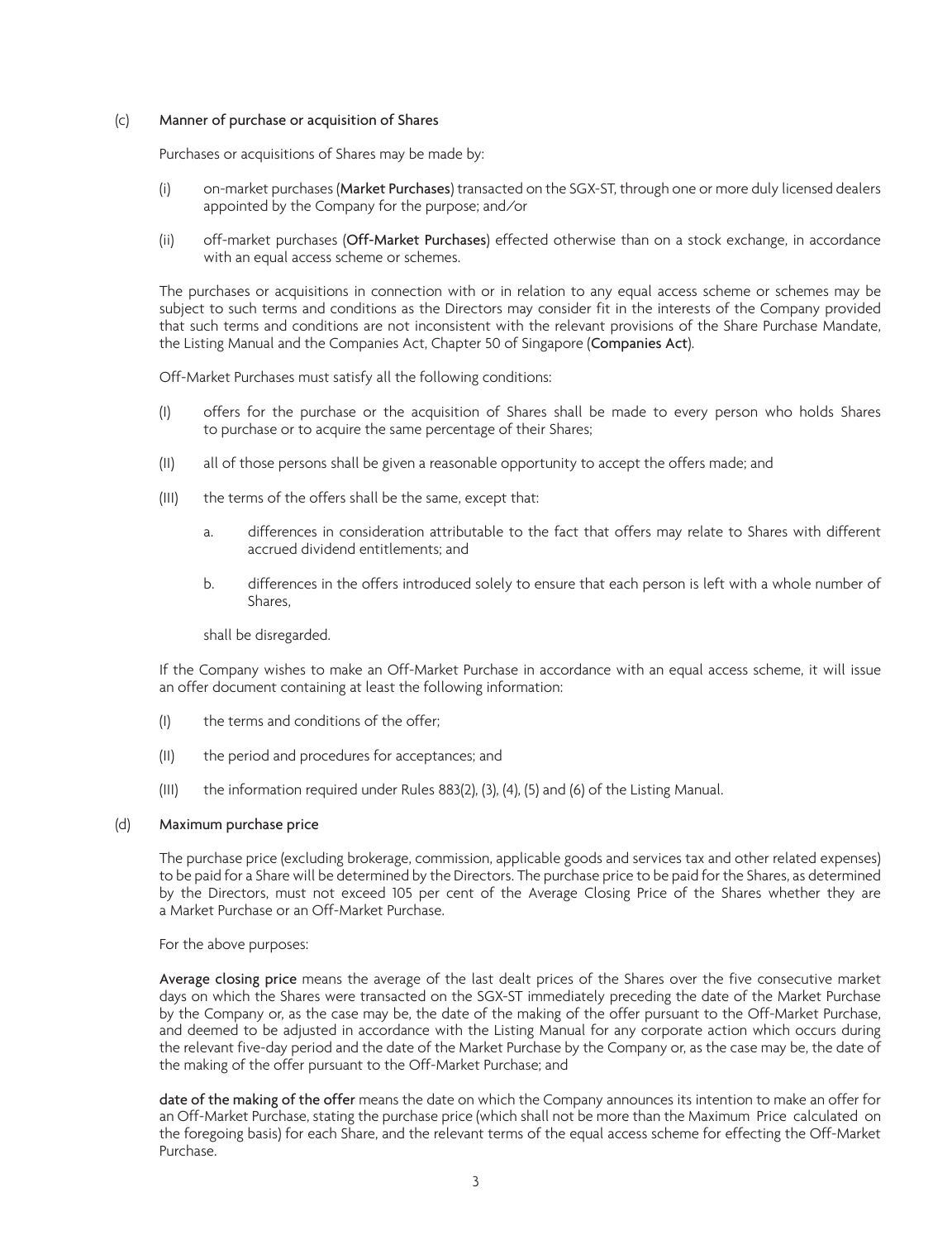(c) **Manner of purchase or acquisition of Shares**

Purchases or acquisitions of Shares may be made by:

(i) on-market purchases (**Market Purchases**) transacted on the SGX-ST, through one or more duly licensed dealers appointed by the Company for the purpose; and/or

(ii) off-market purchases (**Off-Market Purchases**) effected otherwise than on a stock exchange, in accordance with an equal access scheme or schemes.

The purchases or acquisitions in connection with or in relation to any equal access scheme or schemes may be subject to such terms and conditions as the Directors may consider fit in the interests of the Company provided that such terms and conditions are not inconsistent with the relevant provisions of the Share Purchase Mandate, the Listing Manual and the Companies Act, Chapter 50 of Singapore (**Companies Act**).

Off-Market Purchases must satisfy all the following conditions:

(I) offers for the purchase or the acquisition of Shares shall be made to every person who holds Shares to purchase or to acquire the same percentage of their Shares;

(II) all of those persons shall be given a reasonable opportunity to accept the offers made; and

(III) the terms of the offers shall be the same, except that:

a. differences in consideration attributable to the fact that offers may relate to Shares with different accrued dividend entitlements; and

b. differences in the offers introduced solely to ensure that each person is left with a whole number of Shares,

shall be disregarded.

If the Company wishes to make an Off-Market Purchase in accordance with an equal access scheme, it will issue an offer document containing at least the following information:

(I) the terms and conditions of the offer;

(II) the period and procedures for acceptances; and

(III) the information required under Rules 883(2), (3), (4), (5) and (6) of the Listing Manual.

(d) **Maximum purchase price**

The purchase price (excluding brokerage, commission, applicable goods and services tax and other related expenses) to be paid for a Share will be determined by the Directors. The purchase price to be paid for the Shares, as determined by the Directors, must not exceed 105 per cent of the Average Closing Price of the Shares whether they are a Market Purchase or an Off-Market Purchase.

For the above purposes:

**Average closing price** means the average of the last dealt prices of the Shares over the five consecutive market days on which the Shares were transacted on the SGX-ST immediately preceding the date of the Market Purchase by the Company or, as the case may be, the date of the making of the offer pursuant to the Off-Market Purchase, and deemed to be adjusted in accordance with the Listing Manual for any corporate action which occurs during the relevant five-day period and the date of the Market Purchase by the Company or, as the case may be, the date of the making of the offer pursuant to the Off-Market Purchase; and

**date of the making of the offer** means the date on which the Company announces its intention to make an offer for an Off-Market Purchase, stating the purchase price (which shall not be more than the Maximum Price calculated on the foregoing basis) for each Share, and the relevant terms of the equal access scheme for effecting the Off-Market Purchase.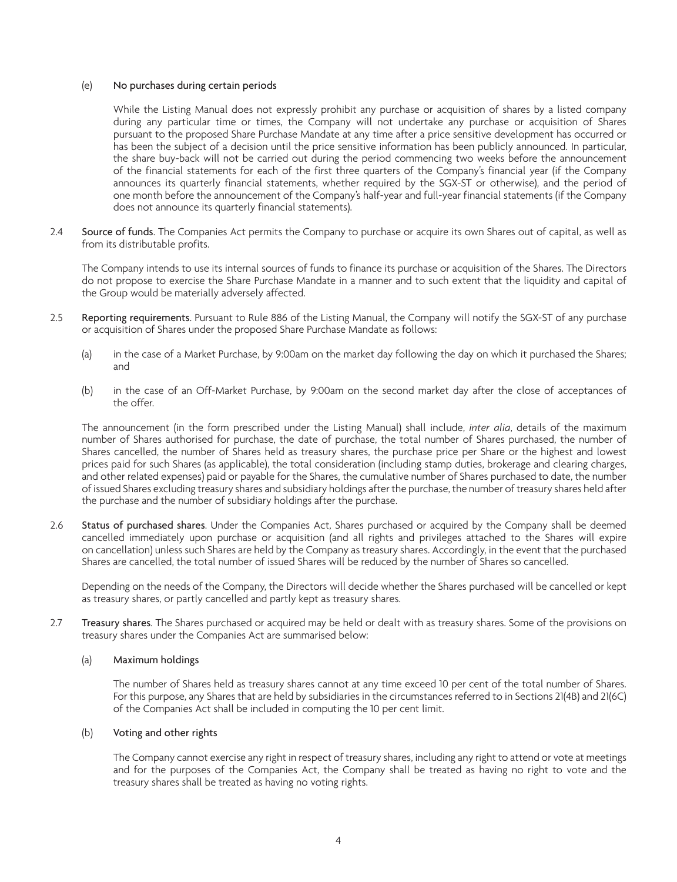(e) **No purchases during certain periods**

While the Listing Manual does not expressly prohibit any purchase or acquisition of shares by a listed company during any particular time or times, the Company will not undertake any purchase or acquisition of Shares pursuant to the proposed Share Purchase Mandate at any time after a price sensitive development has occurred or has been the subject of a decision until the price sensitive information has been publicly announced. In particular, the share buy-back will not be carried out during the period commencing two weeks before the announcement of the financial statements for each of the first three quarters of the Company's financial year (if the Company announces its quarterly financial statements, whether required by the SGX-ST or otherwise), and the period of one month before the announcement of the Company's half-year and full-year financial statements (if the Company does not announce its quarterly financial statements).

2.4 **Source of funds**. The Companies Act permits the Company to purchase or acquire its own Shares out of capital, as well as from its distributable profits.

The Company intends to use its internal sources of funds to finance its purchase or acquisition of the Shares. The Directors do not propose to exercise the Share Purchase Mandate in a manner and to such extent that the liquidity and capital of the Group would be materially adversely affected.

2.5 **Reporting requirements**. Pursuant to Rule 886 of the Listing Manual, the Company will notify the SGX-ST of any purchase or acquisition of Shares under the proposed Share Purchase Mandate as follows:

(a) in the case of a Market Purchase, by 9:00am on the market day following the day on which it purchased the Shares; and

(b) in the case of an Off-Market Purchase, by 9:00am on the second market day after the close of acceptances of the offer.

The announcement (in the form prescribed under the Listing Manual) shall include, *inter alia*, details of the maximum number of Shares authorised for purchase, the date of purchase, the total number of Shares purchased, the number of Shares cancelled, the number of Shares held as treasury shares, the purchase price per Share or the highest and lowest prices paid for such Shares (as applicable), the total consideration (including stamp duties, brokerage and clearing charges, and other related expenses) paid or payable for the Shares, the cumulative number of Shares purchased to date, the number of issued Shares excluding treasury shares and subsidiary holdings after the purchase, the number of treasury shares held after the purchase and the number of subsidiary holdings after the purchase.

2.6 **Status of purchased shares**. Under the Companies Act, Shares purchased or acquired by the Company shall be deemed cancelled immediately upon purchase or acquisition (and all rights and privileges attached to the Shares will expire on cancellation) unless such Shares are held by the Company as treasury shares. Accordingly, in the event that the purchased Shares are cancelled, the total number of issued Shares will be reduced by the number of Shares so cancelled.

Depending on the needs of the Company, the Directors will decide whether the Shares purchased will be cancelled or kept as treasury shares, or partly cancelled and partly kept as treasury shares.

2.7 **Treasury shares**. The Shares purchased or acquired may be held or dealt with as treasury shares. Some of the provisions on treasury shares under the Companies Act are summarised below:

(a) **Maximum holdings**

The number of Shares held as treasury shares cannot at any time exceed 10 per cent of the total number of Shares. For this purpose, any Shares that are held by subsidiaries in the circumstances referred to in Sections 21(4B) and 21(6C) of the Companies Act shall be included in computing the 10 per cent limit.

(b) **Voting and other rights**

The Company cannot exercise any right in respect of treasury shares, including any right to attend or vote at meetings and for the purposes of the Companies Act, the Company shall be treated as having no right to vote and the treasury shares shall be treated as having no voting rights.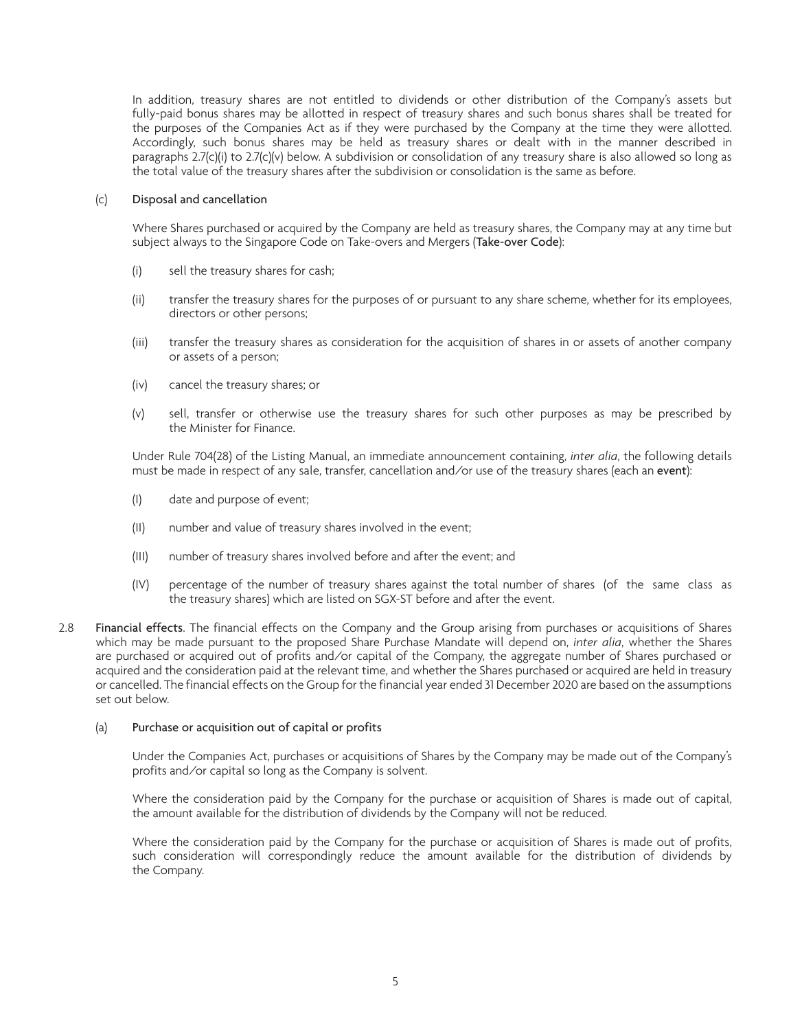In addition, treasury shares are not entitled to dividends or other distribution of the Company's assets but fully-paid bonus shares may be allotted in respect of treasury shares and such bonus shares shall be treated for the purposes of the Companies Act as if they were purchased by the Company at the time they were allotted. Accordingly, such bonus shares may be held as treasury shares or dealt with in the manner described in paragraphs 2.7(c)(i) to 2.7(c)(v) below. A subdivision or consolidation of any treasury share is also allowed so long as the total value of the treasury shares after the subdivision or consolidation is the same as before.

(c) **Disposal and cancellation**

Where Shares purchased or acquired by the Company are held as treasury shares, the Company may at any time but subject always to the Singapore Code on Take-overs and Mergers (**Take-over Code**):

(i) sell the treasury shares for cash;

(ii) transfer the treasury shares for the purposes of or pursuant to any share scheme, whether for its employees, directors or other persons;

(iii) transfer the treasury shares as consideration for the acquisition of shares in or assets of another company or assets of a person;

(iv) cancel the treasury shares; or

(v) sell, transfer or otherwise use the treasury shares for such other purposes as may be prescribed by the Minister for Finance.

Under Rule 704(28) of the Listing Manual, an immediate announcement containing, *inter alia*, the following details must be made in respect of any sale, transfer, cancellation and/or use of the treasury shares (each an **event**):

(I) date and purpose of event;

(II) number and value of treasury shares involved in the event;

(III) number of treasury shares involved before and after the event; and

(IV) percentage of the number of treasury shares against the total number of shares (of the same class as the treasury shares) which are listed on SGX-ST before and after the event.

2.8 **Financial effects**. The financial effects on the Company and the Group arising from purchases or acquisitions of Shares which may be made pursuant to the proposed Share Purchase Mandate will depend on, *inter alia*, whether the Shares are purchased or acquired out of profits and/or capital of the Company, the aggregate number of Shares purchased or acquired and the consideration paid at the relevant time, and whether the Shares purchased or acquired are held in treasury or cancelled. The financial effects on the Group for the financial year ended 31 December 2020 are based on the assumptions set out below.

(a) **Purchase or acquisition out of capital or profits**

Under the Companies Act, purchases or acquisitions of Shares by the Company may be made out of the Company's profits and/or capital so long as the Company is solvent.

Where the consideration paid by the Company for the purchase or acquisition of Shares is made out of capital, the amount available for the distribution of dividends by the Company will not be reduced.

Where the consideration paid by the Company for the purchase or acquisition of Shares is made out of profits, such consideration will correspondingly reduce the amount available for the distribution of dividends by the Company.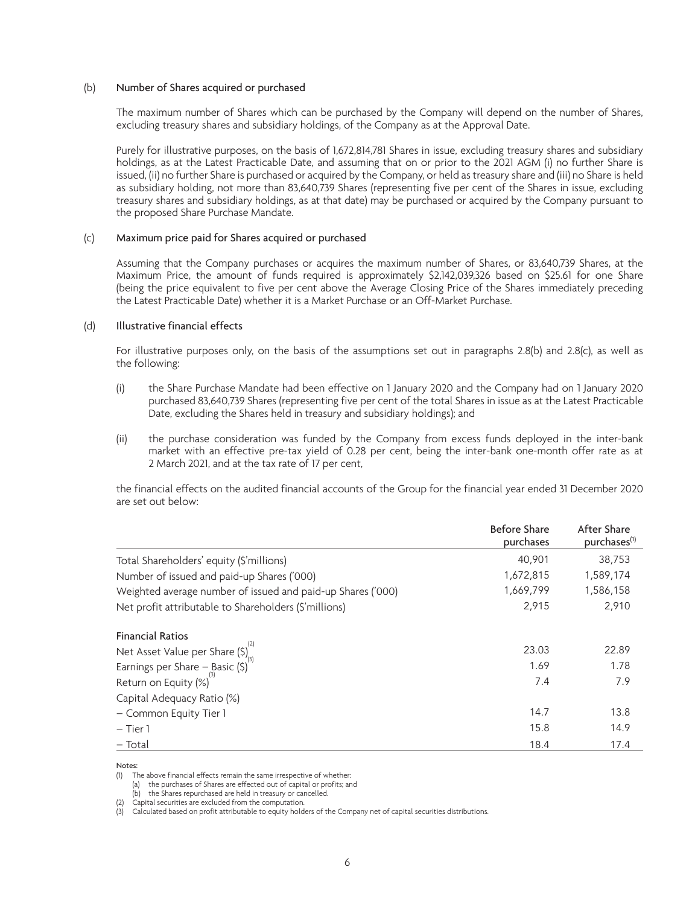(b) **Number of Shares acquired or purchased**

The maximum number of Shares which can be purchased by the Company will depend on the number of Shares, excluding treasury shares and subsidiary holdings, of the Company as at the Approval Date.

Purely for illustrative purposes, on the basis of 1,672,814,781 Shares in issue, excluding treasury shares and subsidiary holdings, as at the Latest Practicable Date, and assuming that on or prior to the 2021 AGM (i) no further Share is issued, (ii) no further Share is purchased or acquired by the Company, or held as treasury share and (iii) no Share is held as subsidiary holding, not more than 83,640,739 Shares (representing five per cent of the Shares in issue, excluding treasury shares and subsidiary holdings, as at that date) may be purchased or acquired by the Company pursuant to the proposed Share Purchase Mandate.

(c) **Maximum price paid for Shares acquired or purchased**

Assuming that the Company purchases or acquires the maximum number of Shares, or 83,640,739 Shares, at the Maximum Price, the amount of funds required is approximately $2,142,039,326 based on $25.61 for one Share (being the price equivalent to five per cent above the Average Closing Price of the Shares immediately preceding the Latest Practicable Date) whether it is a Market Purchase or an Off-Market Purchase.

(d) **Illustrative financial effects**

For illustrative purposes only, on the basis of the assumptions set out in paragraphs 2.8(b) and 2.8(c), as well as the following:

(i) the Share Purchase Mandate had been effective on 1 January 2020 and the Company had on 1 January 2020 purchased 83,640,739 Shares (representing five per cent of the total Shares in issue as at the Latest Practicable Date, excluding the Shares held in treasury and subsidiary holdings); and

(ii) the purchase consideration was funded by the Company from excess funds deployed in the inter-bank market with an effective pre-tax yield of 0.28 per cent, being the inter-bank one-month offer rate as at 2 March 2021, and at the tax rate of 17 per cent,

the financial effects on the audited financial accounts of the Group for the financial year ended 31 December 2020 are set out below:

| | Before Share purchases | After Share purchases[1] |
|---|---|---|
| Total Shareholders' equity ($'millions) | 40,901 | 38,753 |
| Number of issued and paid-up Shares ('000) | 1,672,815 | 1,589,174 |
| Weighted average number of issued and paid-up Shares ('000) | 1,669,799 | 1,586,158 |
| Net profit attributable to Shareholders ($'millions) | 2,915 | 2,910 |
| **Financial Ratios** | | |
| Net Asset Value per Share ($)[2] | 23.03 | 22.89 |
| Earnings per Share – Basic ($)[3] | 1.69 | 1.78 |
| Return on Equity (%)[3] | 7.4 | 7.9 |
| Capital Adequacy Ratio (%) | | |
| – Common Equity Tier 1 | 14.7 | 13.8 |
| – Tier 1 | 15.8 | 14.9 |
| – Total | 18.4 | 17.4 |

Notes:

(1) The above financial effects remain the same irrespective of whether:
 (a) the purchases of Shares are effected out of capital or profits; and
 (b) the Shares repurchased are held in treasury or cancelled.

(2) Capital securities are excluded from the computation.

(3) Calculated based on profit attributable to equity holders of the Company net of capital securities distributions.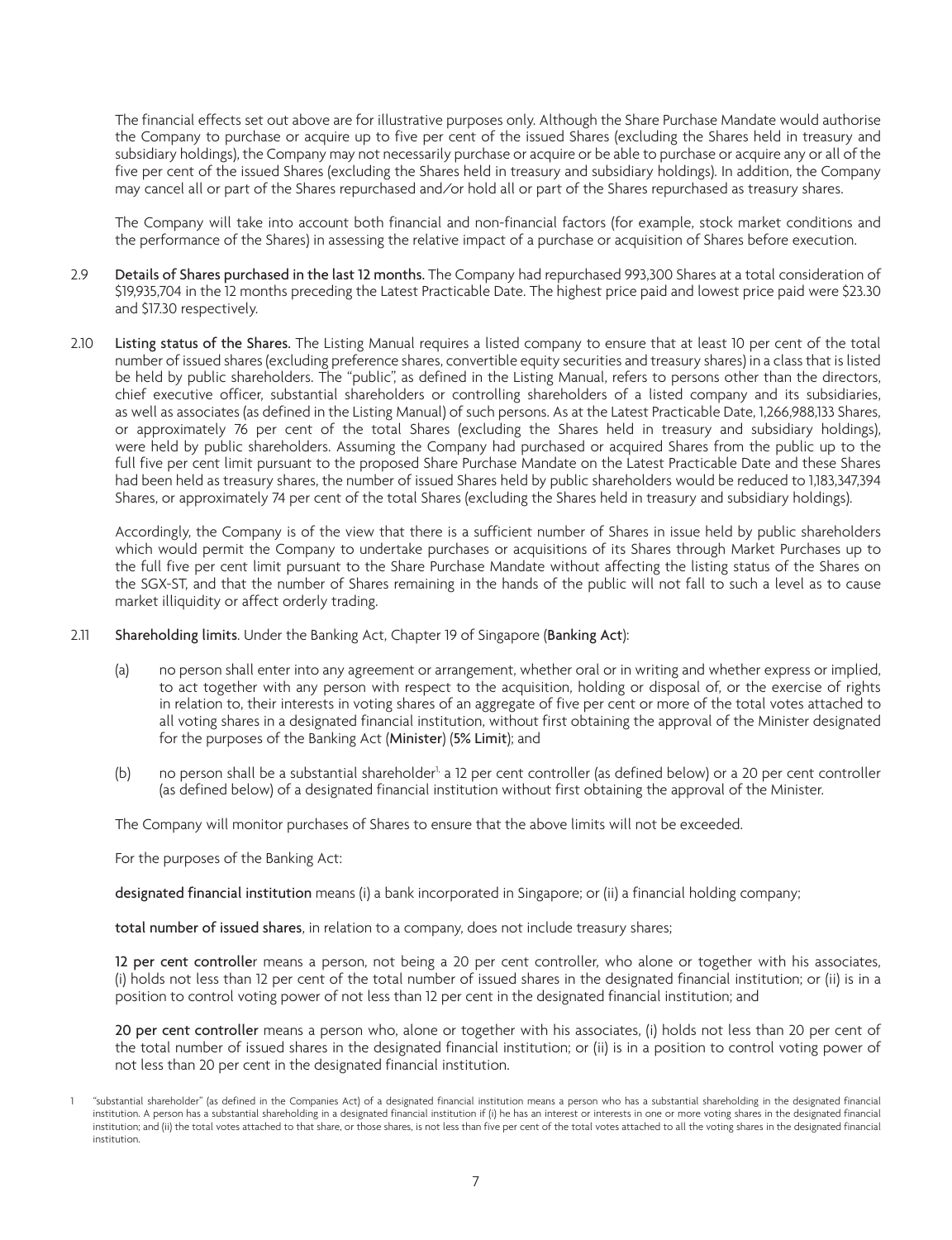The financial effects set out above are for illustrative purposes only. Although the Share Purchase Mandate would authorise the Company to purchase or acquire up to five per cent of the issued Shares (excluding the Shares held in treasury and subsidiary holdings), the Company may not necessarily purchase or acquire or be able to purchase or acquire any or all of the five per cent of the issued Shares (excluding the Shares held in treasury and subsidiary holdings). In addition, the Company may cancel all or part of the Shares repurchased and/or hold all or part of the Shares repurchased as treasury shares.

The Company will take into account both financial and non-financial factors (for example, stock market conditions and the performance of the Shares) in assessing the relative impact of a purchase or acquisition of Shares before execution.

2.9 **Details of Shares purchased in the last 12 months.** The Company had repurchased 993,300 Shares at a total consideration of $19,935,704 in the 12 months preceding the Latest Practicable Date. The highest price paid and lowest price paid were $23.30 and $17.30 respectively.

2.10 **Listing status of the Shares.** The Listing Manual requires a listed company to ensure that at least 10 per cent of the total number of issued shares (excluding preference shares, convertible equity securities and treasury shares) in a class that is listed be held by public shareholders. The "public", as defined in the Listing Manual, refers to persons other than the directors, chief executive officer, substantial shareholders or controlling shareholders of a listed company and its subsidiaries, as well as associates (as defined in the Listing Manual) of such persons. As at the Latest Practicable Date, 1,266,988,133 Shares, or approximately 76 per cent of the total Shares (excluding the Shares held in treasury and subsidiary holdings), were held by public shareholders. Assuming the Company had purchased or acquired Shares from the public up to the full five per cent limit pursuant to the proposed Share Purchase Mandate on the Latest Practicable Date and these Shares had been held as treasury shares, the number of issued Shares held by public shareholders would be reduced to 1,183,347,394 Shares, or approximately 74 per cent of the total Shares (excluding the Shares held in treasury and subsidiary holdings).

Accordingly, the Company is of the view that there is a sufficient number of Shares in issue held by public shareholders which would permit the Company to undertake purchases or acquisitions of its Shares through Market Purchases up to the full five per cent limit pursuant to the Share Purchase Mandate without affecting the listing status of the Shares on the SGX-ST, and that the number of Shares remaining in the hands of the public will not fall to such a level as to cause market illiquidity or affect orderly trading.

2.11 **Shareholding limits**. Under the Banking Act, Chapter 19 of Singapore (**Banking Act**):

(a) no person shall enter into any agreement or arrangement, whether oral or in writing and whether express or implied, to act together with any person with respect to the acquisition, holding or disposal of, or the exercise of rights in relation to, their interests in voting shares of an aggregate of five per cent or more of the total votes attached to all voting shares in a designated financial institution, without first obtaining the approval of the Minister designated for the purposes of the Banking Act (**Minister**) (**5% Limit**); and

(b) no person shall be a substantial shareholder[1], a 12 per cent controller (as defined below) or a 20 per cent controller (as defined below) of a designated financial institution without first obtaining the approval of the Minister.

The Company will monitor purchases of Shares to ensure that the above limits will not be exceeded.

For the purposes of the Banking Act:

**designated financial institution** means (i) a bank incorporated in Singapore; or (ii) a financial holding company;

**total number of issued shares**, in relation to a company, does not include treasury shares;

**12 per cent controller** means a person, not being a 20 per cent controller, who alone or together with his associates, (i) holds not less than 12 per cent of the total number of issued shares in the designated financial institution; or (ii) is in a position to control voting power of not less than 12 per cent in the designated financial institution; and

**20 per cent controller** means a person who, alone or together with his associates, (i) holds not less than 20 per cent of the total number of issued shares in the designated financial institution; or (ii) is in a position to control voting power of not less than 20 per cent in the designated financial institution.

1 "substantial shareholder" (as defined in the Companies Act) of a designated financial institution means a person who has a substantial shareholding in the designated financial institution. A person has a substantial shareholding in a designated financial institution if (i) he has an interest or interests in one or more voting shares in the designated financial institution; and (ii) the total votes attached to that share, or those shares, is not less than five per cent of the total votes attached to all the voting shares in the designated financial institution.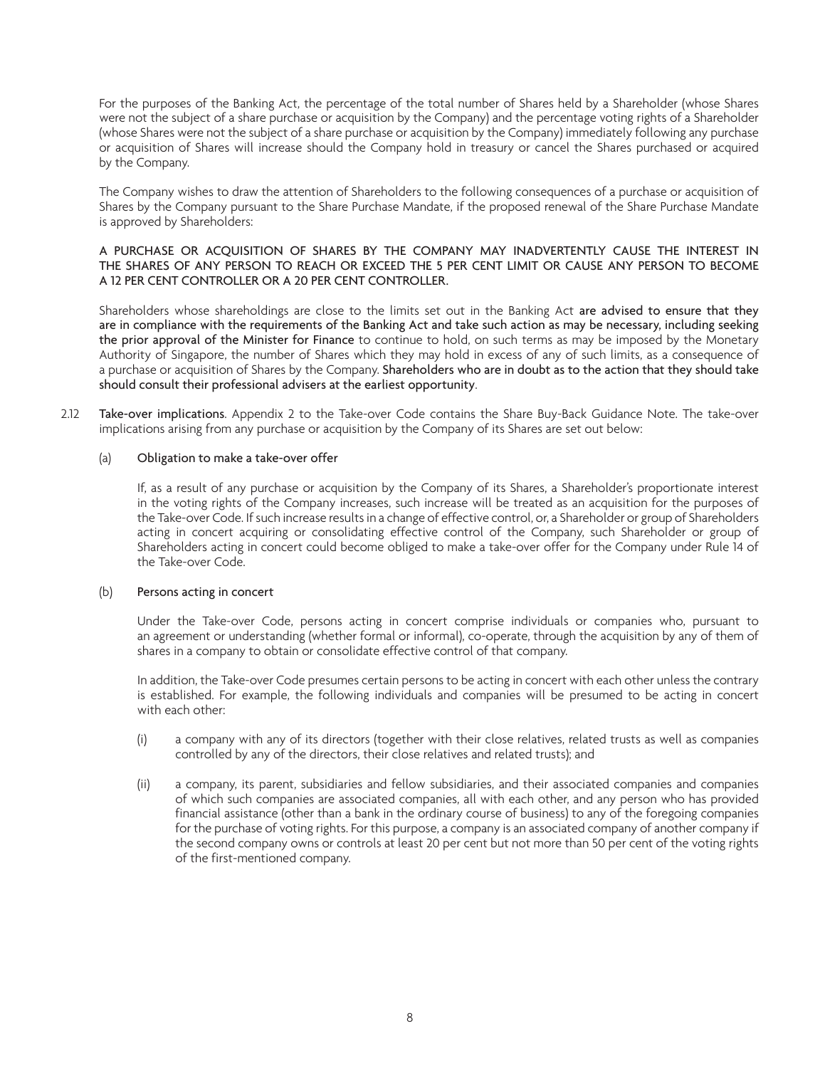For the purposes of the Banking Act, the percentage of the total number of Shares held by a Shareholder (whose Shares were not the subject of a share purchase or acquisition by the Company) and the percentage voting rights of a Shareholder (whose Shares were not the subject of a share purchase or acquisition by the Company) immediately following any purchase or acquisition of Shares will increase should the Company hold in treasury or cancel the Shares purchased or acquired by the Company.

The Company wishes to draw the attention of Shareholders to the following consequences of a purchase or acquisition of Shares by the Company pursuant to the Share Purchase Mandate, if the proposed renewal of the Share Purchase Mandate is approved by Shareholders:

A PURCHASE OR ACQUISITION OF SHARES BY THE COMPANY MAY INADVERTENTLY CAUSE THE INTEREST IN THE SHARES OF ANY PERSON TO REACH OR EXCEED THE 5 PER CENT LIMIT OR CAUSE ANY PERSON TO BECOME A 12 PER CENT CONTROLLER OR A 20 PER CENT CONTROLLER.

Shareholders whose shareholdings are close to the limits set out in the Banking Act **are advised to ensure that they are in compliance with the requirements of the Banking Act and take such action as may be necessary, including seeking the prior approval of the Minister for Finance** to continue to hold, on such terms as may be imposed by the Monetary Authority of Singapore, the number of Shares which they may hold in excess of any of such limits, as a consequence of a purchase or acquisition of Shares by the Company. **Shareholders who are in doubt as to the action that they should take should consult their professional advisers at the earliest opportunity**.

2.12 **Take-over implications**. Appendix 2 to the Take-over Code contains the Share Buy-Back Guidance Note. The take-over implications arising from any purchase or acquisition by the Company of its Shares are set out below:

(a) **Obligation to make a take-over offer**

If, as a result of any purchase or acquisition by the Company of its Shares, a Shareholder's proportionate interest in the voting rights of the Company increases, such increase will be treated as an acquisition for the purposes of the Take-over Code. If such increase results in a change of effective control, or, a Shareholder or group of Shareholders acting in concert acquiring or consolidating effective control of the Company, such Shareholder or group of Shareholders acting in concert could become obliged to make a take-over offer for the Company under Rule 14 of the Take-over Code.

(b) **Persons acting in concert**

Under the Take-over Code, persons acting in concert comprise individuals or companies who, pursuant to an agreement or understanding (whether formal or informal), co-operate, through the acquisition by any of them of shares in a company to obtain or consolidate effective control of that company.

In addition, the Take-over Code presumes certain persons to be acting in concert with each other unless the contrary is established. For example, the following individuals and companies will be presumed to be acting in concert with each other:

(i) a company with any of its directors (together with their close relatives, related trusts as well as companies controlled by any of the directors, their close relatives and related trusts); and

(ii) a company, its parent, subsidiaries and fellow subsidiaries, and their associated companies and companies of which such companies are associated companies, all with each other, and any person who has provided financial assistance (other than a bank in the ordinary course of business) to any of the foregoing companies for the purchase of voting rights. For this purpose, a company is an associated company of another company if the second company owns or controls at least 20 per cent but not more than 50 per cent of the voting rights of the first-mentioned company.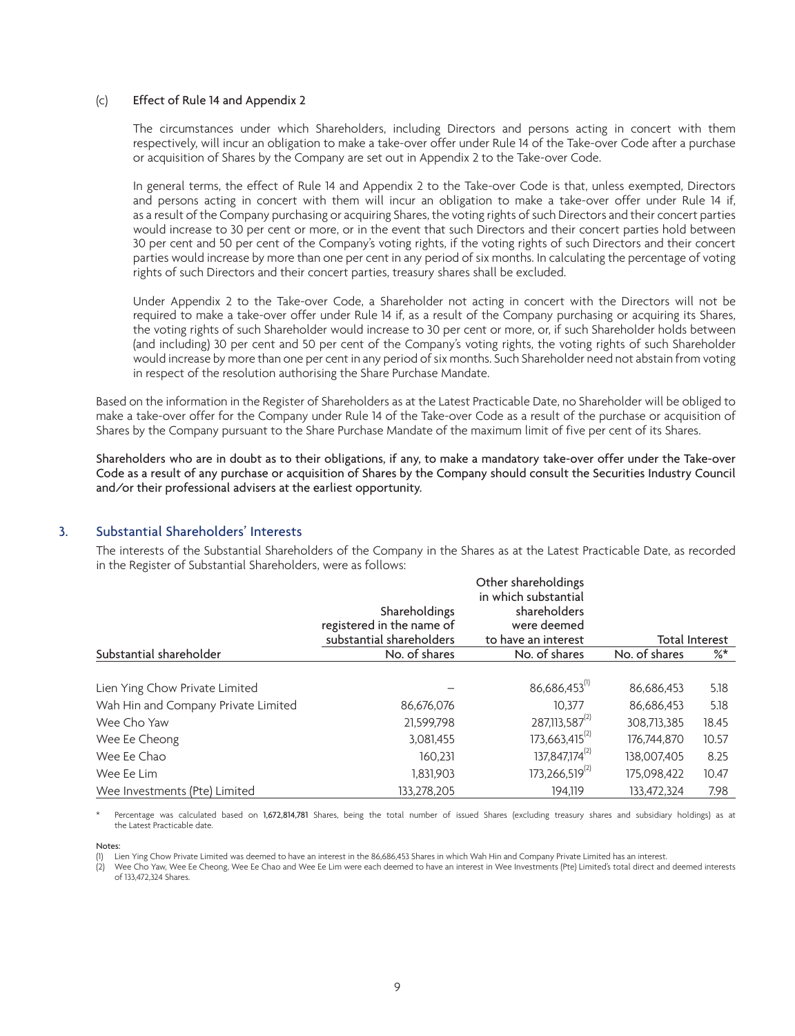(c) **Effect of Rule 14 and Appendix 2**

The circumstances under which Shareholders, including Directors and persons acting in concert with them respectively, will incur an obligation to make a take-over offer under Rule 14 of the Take-over Code after a purchase or acquisition of Shares by the Company are set out in Appendix 2 to the Take-over Code.

In general terms, the effect of Rule 14 and Appendix 2 to the Take-over Code is that, unless exempted, Directors and persons acting in concert with them will incur an obligation to make a take-over offer under Rule 14 if, as a result of the Company purchasing or acquiring Shares, the voting rights of such Directors and their concert parties would increase to 30 per cent or more, or in the event that such Directors and their concert parties hold between 30 per cent and 50 per cent of the Company's voting rights, if the voting rights of such Directors and their concert parties would increase by more than one per cent in any period of six months. In calculating the percentage of voting rights of such Directors and their concert parties, treasury shares shall be excluded.

Under Appendix 2 to the Take-over Code, a Shareholder not acting in concert with the Directors will not be required to make a take-over offer under Rule 14 if, as a result of the Company purchasing or acquiring its Shares, the voting rights of such Shareholder would increase to 30 per cent or more, or, if such Shareholder holds between (and including) 30 per cent and 50 per cent of the Company's voting rights, the voting rights of such Shareholder would increase by more than one per cent in any period of six months. Such Shareholder need not abstain from voting in respect of the resolution authorising the Share Purchase Mandate.

Based on the information in the Register of Shareholders as at the Latest Practicable Date, no Shareholder will be obliged to make a take-over offer for the Company under Rule 14 of the Take-over Code as a result of the purchase or acquisition of Shares by the Company pursuant to the Share Purchase Mandate of the maximum limit of five per cent of its Shares.

**Shareholders who are in doubt as to their obligations, if any, to make a mandatory take-over offer under the Take-over Code as a result of any purchase or acquisition of Shares by the Company should consult the Securities Industry Council and/or their professional advisers at the earliest opportunity.**

## 3. Substantial Shareholders' Interests

The interests of the Substantial Shareholders of the Company in the Shares as at the Latest Practicable Date, as recorded in the Register of Substantial Shareholders, were as follows:

| | Shareholdings registered in the name of substantial shareholders | Other shareholdings in which substantial shareholders were deemed to have an interest | Total Interest | |
|---|---|---|---|---|
| Substantial shareholder | No. of shares | No. of shares | No. of shares | %* |
| Lien Ying Chow Private Limited | – | 86,686,453[1] | 86,686,453 | 5.18 |
| Wah Hin and Company Private Limited | 86,676,076 | 10,377 | 86,686,453 | 5.18 |
| Wee Cho Yaw | 21,599,798 | 287,113,587[2] | 308,713,385 | 18.45 |
| Wee Ee Cheong | 3,081,455 | 173,663,415[2] | 176,744,870 | 10.57 |
| Wee Ee Chao | 160,231 | 137,847,174[2] | 138,007,405 | 8.25 |
| Wee Ee Lim | 1,831,903 | 173,266,519[2] | 175,098,422 | 10.47 |
| Wee Investments (Pte) Limited | 133,278,205 | 194,119 | 133,472,324 | 7.98 |

\* Percentage was calculated based on 1,672,814,781 Shares, being the total number of issued Shares (excluding treasury shares and subsidiary holdings) as at the Latest Practicable date.

Notes:

(1) Lien Ying Chow Private Limited was deemed to have an interest in the 86,686,453 Shares in which Wah Hin and Company Private Limited has an interest.

(2) Wee Cho Yaw, Wee Ee Cheong, Wee Ee Chao and Wee Ee Lim were each deemed to have an interest in Wee Investments (Pte) Limited's total direct and deemed interests of 133,472,324 Shares.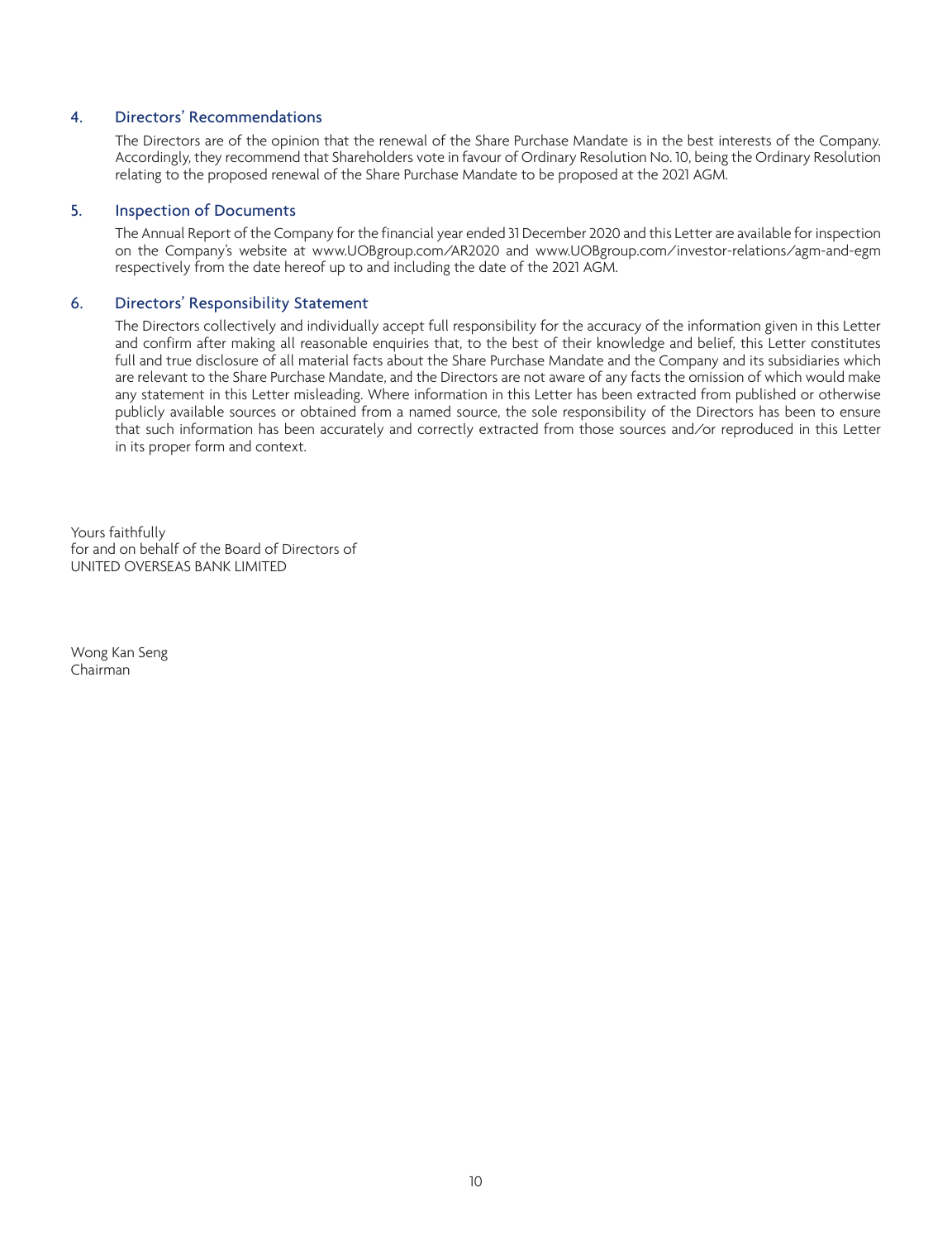## 4. Directors' Recommendations

The Directors are of the opinion that the renewal of the Share Purchase Mandate is in the best interests of the Company. Accordingly, they recommend that Shareholders vote in favour of Ordinary Resolution No. 10, being the Ordinary Resolution relating to the proposed renewal of the Share Purchase Mandate to be proposed at the 2021 AGM.

## 5. Inspection of Documents

The Annual Report of the Company for the financial year ended 31 December 2020 and this Letter are available for inspection on the Company's website at www.UOBgroup.com/AR2020 and www.UOBgroup.com/investor-relations/agm-and-egm respectively from the date hereof up to and including the date of the 2021 AGM.

## 6. Directors' Responsibility Statement

The Directors collectively and individually accept full responsibility for the accuracy of the information given in this Letter and confirm after making all reasonable enquiries that, to the best of their knowledge and belief, this Letter constitutes full and true disclosure of all material facts about the Share Purchase Mandate and the Company and its subsidiaries which are relevant to the Share Purchase Mandate, and the Directors are not aware of any facts the omission of which would make any statement in this Letter misleading. Where information in this Letter has been extracted from published or otherwise publicly available sources or obtained from a named source, the sole responsibility of the Directors has been to ensure that such information has been accurately and correctly extracted from those sources and/or reproduced in this Letter in its proper form and context.

Yours faithfully
for and on behalf of the Board of Directors of
UNITED OVERSEAS BANK LIMITED

Wong Kan Seng
Chairman